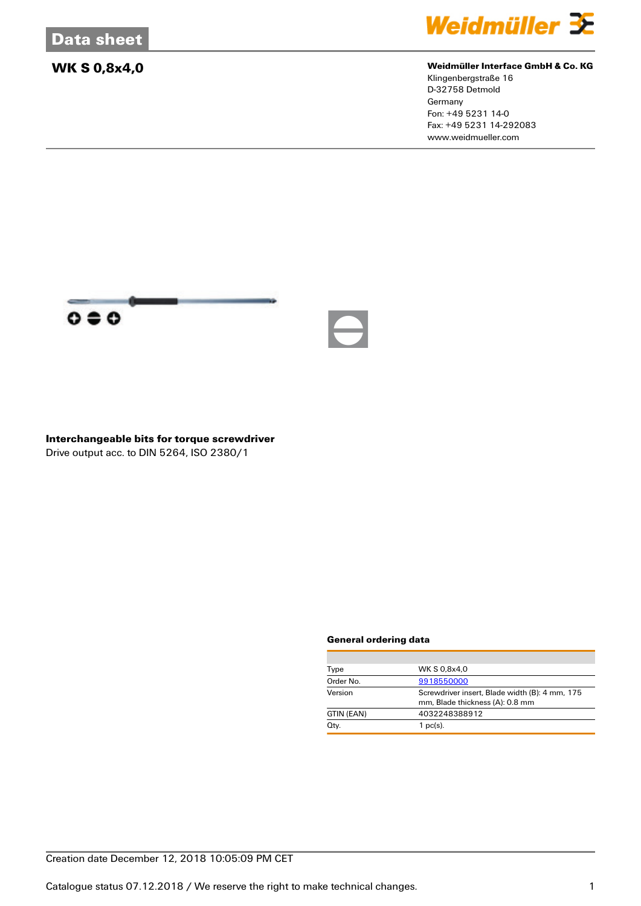# Data sheet

## WK S 0,8x4,0

**Weidmüller Interface GmbH & Co. KG**
Klingenbergstraße 16
D-32758 Detmold
Germany
Fon: +49 5231 14-0
Fax: +49 5231 14-292083
www.weidmueller.com

**Interchangeable bits for torque screwdriver**
Drive output acc. to DIN 5264, ISO 2380/1

### General ordering data

| | |
|---|---|
| Type | WK S 0,8x4,0 |
| Order No. | 9918550000 |
| Version | Screwdriver insert, Blade width (B): 4 mm, 175 mm, Blade thickness (A): 0.8 mm |
| GTIN (EAN) | 4032248388912 |
| Qty. | 1 pc(s). |

Creation date December 12, 2018 10:05:09 PM CET

Catalogue status 07.12.2018 / We reserve the right to make technical changes.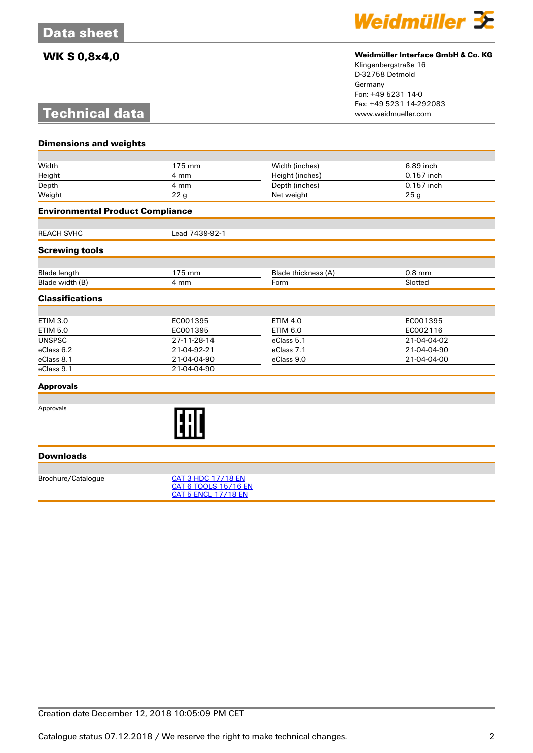# Data sheet

## WK S 0,8x4,0

**Weidmüller Interface GmbH & Co. KG**
Klingenbergstraße 16
D-32758 Detmold
Germany
Fon: +49 5231 14-0
Fax: +49 5231 14-292083
www.weidmueller.com

## Technical data

### Dimensions and weights

| | | | |
|---|---|---|---|
| Width | 175 mm | Width (inches) | 6.89 inch |
| Height | 4 mm | Height (inches) | 0.157 inch |
| Depth | 4 mm | Depth (inches) | 0.157 inch |
| Weight | 22 g | Net weight | 25 g |

### Environmental Product Compliance

| | |
|---|---|
| REACH SVHC | Lead 7439-92-1 |

### Screwing tools

| | | | |
|---|---|---|---|
| Blade length | 175 mm | Blade thickness (A) | 0.8 mm |
| Blade width (B) | 4 mm | Form | Slotted |

### Classifications

| | | | |
|---|---|---|---|
| ETIM 3.0 | EC001395 | ETIM 4.0 | EC001395 |
| ETIM 5.0 | EC001395 | ETIM 6.0 | EC002116 |
| UNSPSC | 27-11-28-14 | eClass 5.1 | 21-04-04-02 |
| eClass 6.2 | 21-04-92-21 | eClass 7.1 | 21-04-04-90 |
| eClass 8.1 | 21-04-04-90 | eClass 9.0 | 21-04-04-00 |
| eClass 9.1 | 21-04-04-90 | | |

### Approvals

Approvals

EAC

### Downloads

| | |
|---|---|
| Brochure/Catalogue | CAT 3 HDC 17/18 EN<br>CAT 6 TOOLS 15/16 EN<br>CAT 5 ENCL 17/18 EN |

Creation date December 12, 2018 10:05:09 PM CET

Catalogue status 07.12.2018 / We reserve the right to make technical changes.